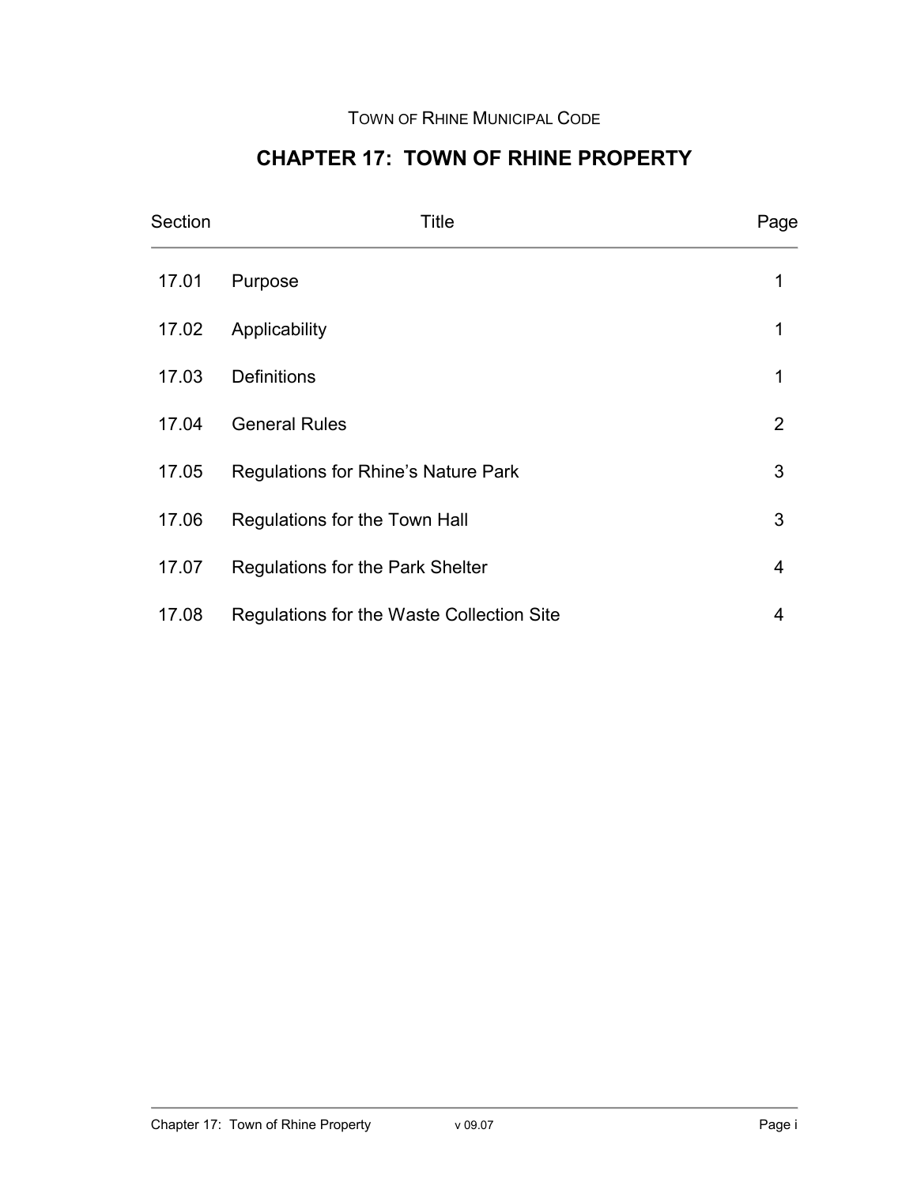TOWN OF RHINE MUNICIPAL CODE

# CHAPTER 17: TOWN OF RHINE PROPERTY

| Section | Title | Page |
|---|---|---|
| 17.01 | Purpose | 1 |
| 17.02 | Applicability | 1 |
| 17.03 | Definitions | 1 |
| 17.04 | General Rules | 2 |
| 17.05 | Regulations for Rhine's Nature Park | 3 |
| 17.06 | Regulations for the Town Hall | 3 |
| 17.07 | Regulations for the Park Shelter | 4 |
| 17.08 | Regulations for the Waste Collection Site | 4 |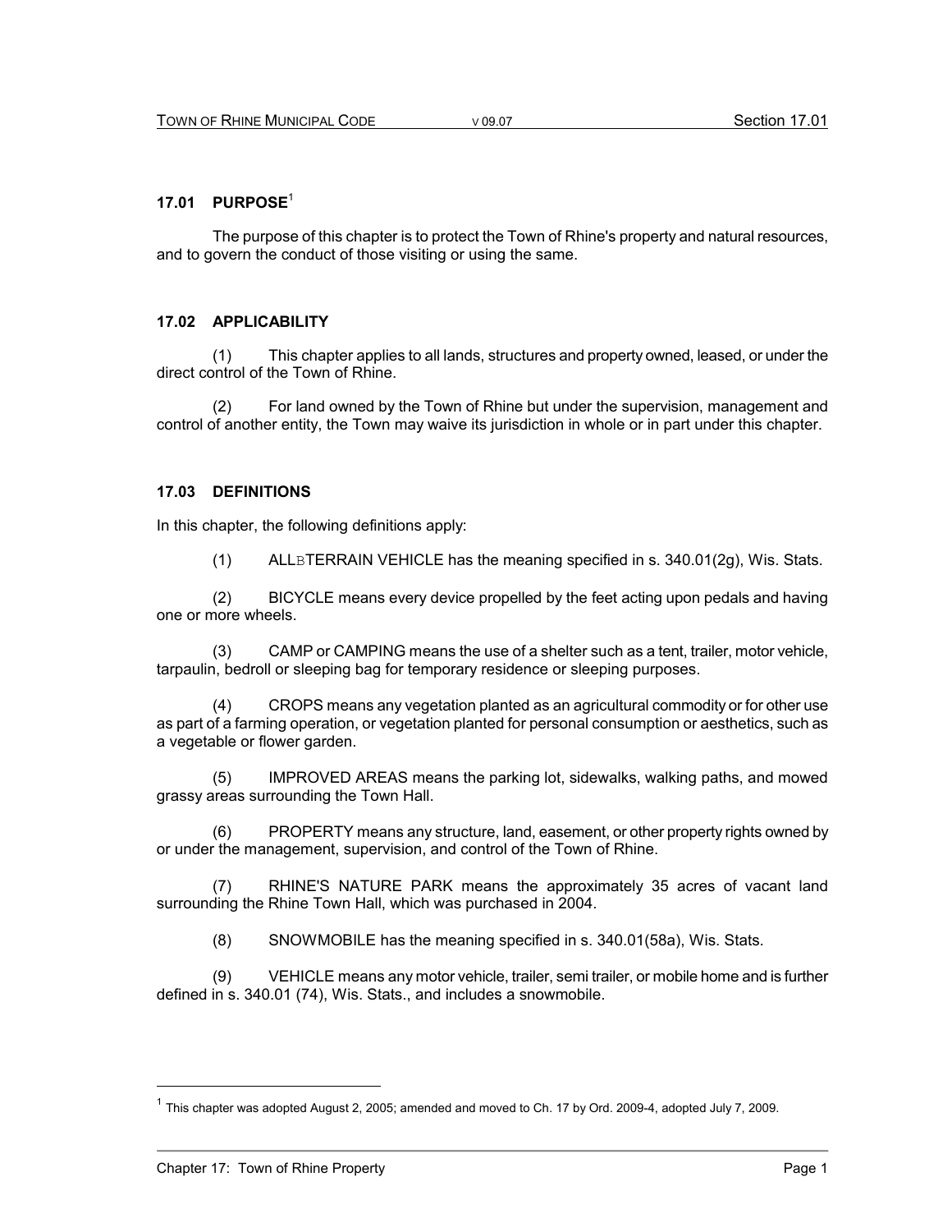## 17.01 PURPOSE[1]

The purpose of this chapter is to protect the Town of Rhine's property and natural resources, and to govern the conduct of those visiting or using the same.

## 17.02 APPLICABILITY

(1) This chapter applies to all lands, structures and property owned, leased, or under the direct control of the Town of Rhine.

(2) For land owned by the Town of Rhine but under the supervision, management and control of another entity, the Town may waive its jurisdiction in whole or in part under this chapter.

## 17.03 DEFINITIONS

In this chapter, the following definitions apply:

(1) ALLBTERRAIN VEHICLE has the meaning specified in s. 340.01(2g), Wis. Stats.

(2) BICYCLE means every device propelled by the feet acting upon pedals and having one or more wheels.

(3) CAMP or CAMPING means the use of a shelter such as a tent, trailer, motor vehicle, tarpaulin, bedroll or sleeping bag for temporary residence or sleeping purposes.

(4) CROPS means any vegetation planted as an agricultural commodity or for other use as part of a farming operation, or vegetation planted for personal consumption or aesthetics, such as a vegetable or flower garden.

(5) IMPROVED AREAS means the parking lot, sidewalks, walking paths, and mowed grassy areas surrounding the Town Hall.

(6) PROPERTY means any structure, land, easement, or other property rights owned by or under the management, supervision, and control of the Town of Rhine.

(7) RHINE'S NATURE PARK means the approximately 35 acres of vacant land surrounding the Rhine Town Hall, which was purchased in 2004.

(8) SNOWMOBILE has the meaning specified in s. 340.01(58a), Wis. Stats.

(9) VEHICLE means any motor vehicle, trailer, semi trailer, or mobile home and is further defined in s. 340.01 (74), Wis. Stats., and includes a snowmobile.

---

[1] This chapter was adopted August 2, 2005; amended and moved to Ch. 17 by Ord. 2009-4, adopted July 7, 2009.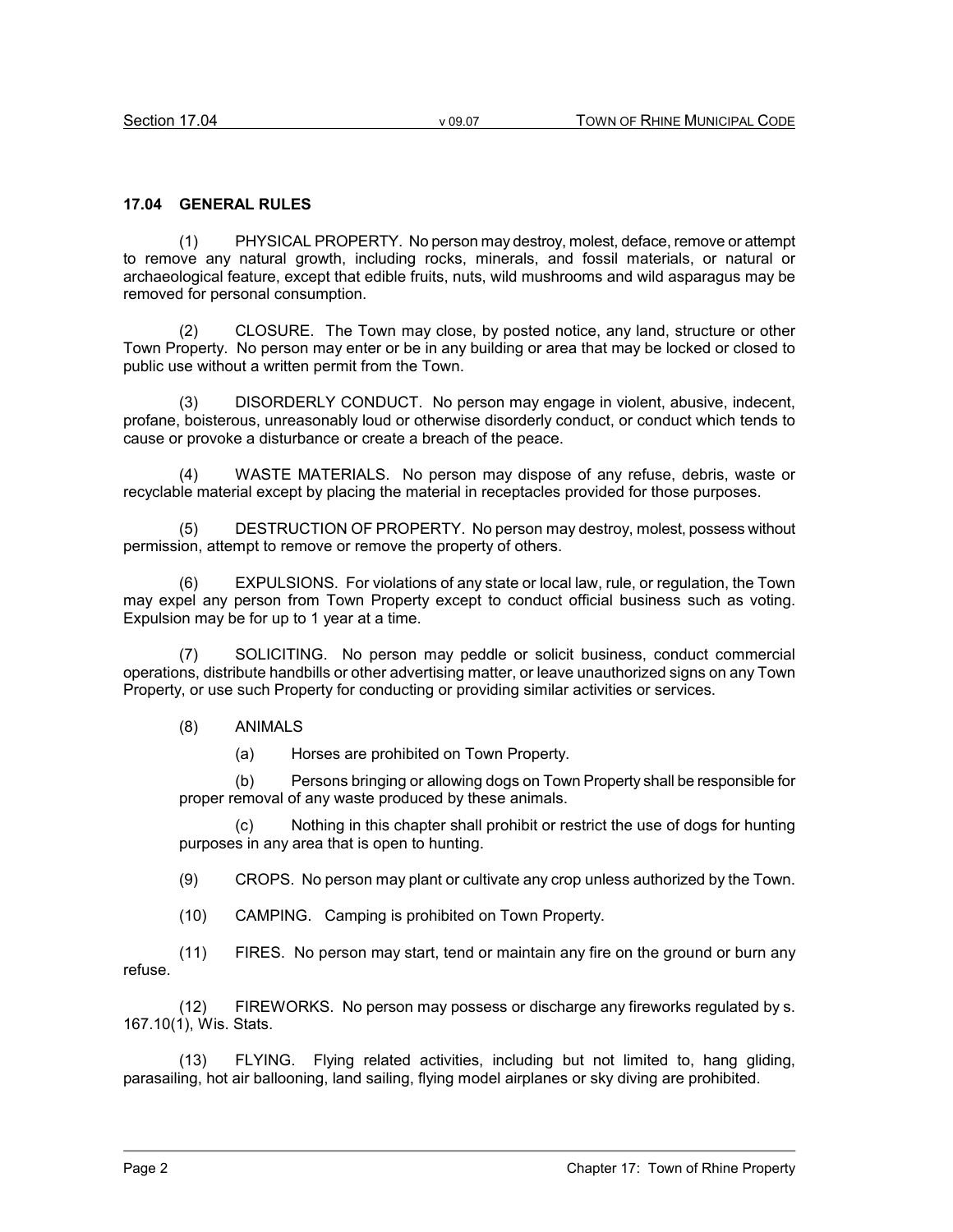## 17.04 GENERAL RULES

(1) PHYSICAL PROPERTY. No person may destroy, molest, deface, remove or attempt to remove any natural growth, including rocks, minerals, and fossil materials, or natural or archaeological feature, except that edible fruits, nuts, wild mushrooms and wild asparagus may be removed for personal consumption.

(2) CLOSURE. The Town may close, by posted notice, any land, structure or other Town Property. No person may enter or be in any building or area that may be locked or closed to public use without a written permit from the Town.

(3) DISORDERLY CONDUCT. No person may engage in violent, abusive, indecent, profane, boisterous, unreasonably loud or otherwise disorderly conduct, or conduct which tends to cause or provoke a disturbance or create a breach of the peace.

(4) WASTE MATERIALS. No person may dispose of any refuse, debris, waste or recyclable material except by placing the material in receptacles provided for those purposes.

(5) DESTRUCTION OF PROPERTY. No person may destroy, molest, possess without permission, attempt to remove or remove the property of others.

(6) EXPULSIONS. For violations of any state or local law, rule, or regulation, the Town may expel any person from Town Property except to conduct official business such as voting. Expulsion may be for up to 1 year at a time.

(7) SOLICITING. No person may peddle or solicit business, conduct commercial operations, distribute handbills or other advertising matter, or leave unauthorized signs on any Town Property, or use such Property for conducting or providing similar activities or services.

(8) ANIMALS

(a) Horses are prohibited on Town Property.

(b) Persons bringing or allowing dogs on Town Property shall be responsible for proper removal of any waste produced by these animals.

(c) Nothing in this chapter shall prohibit or restrict the use of dogs for hunting purposes in any area that is open to hunting.

(9) CROPS. No person may plant or cultivate any crop unless authorized by the Town.

(10) CAMPING. Camping is prohibited on Town Property.

(11) FIRES. No person may start, tend or maintain any fire on the ground or burn any refuse.

(12) FIREWORKS. No person may possess or discharge any fireworks regulated by s. 167.10(1), Wis. Stats.

(13) FLYING. Flying related activities, including but not limited to, hang gliding, parasailing, hot air ballooning, land sailing, flying model airplanes or sky diving are prohibited.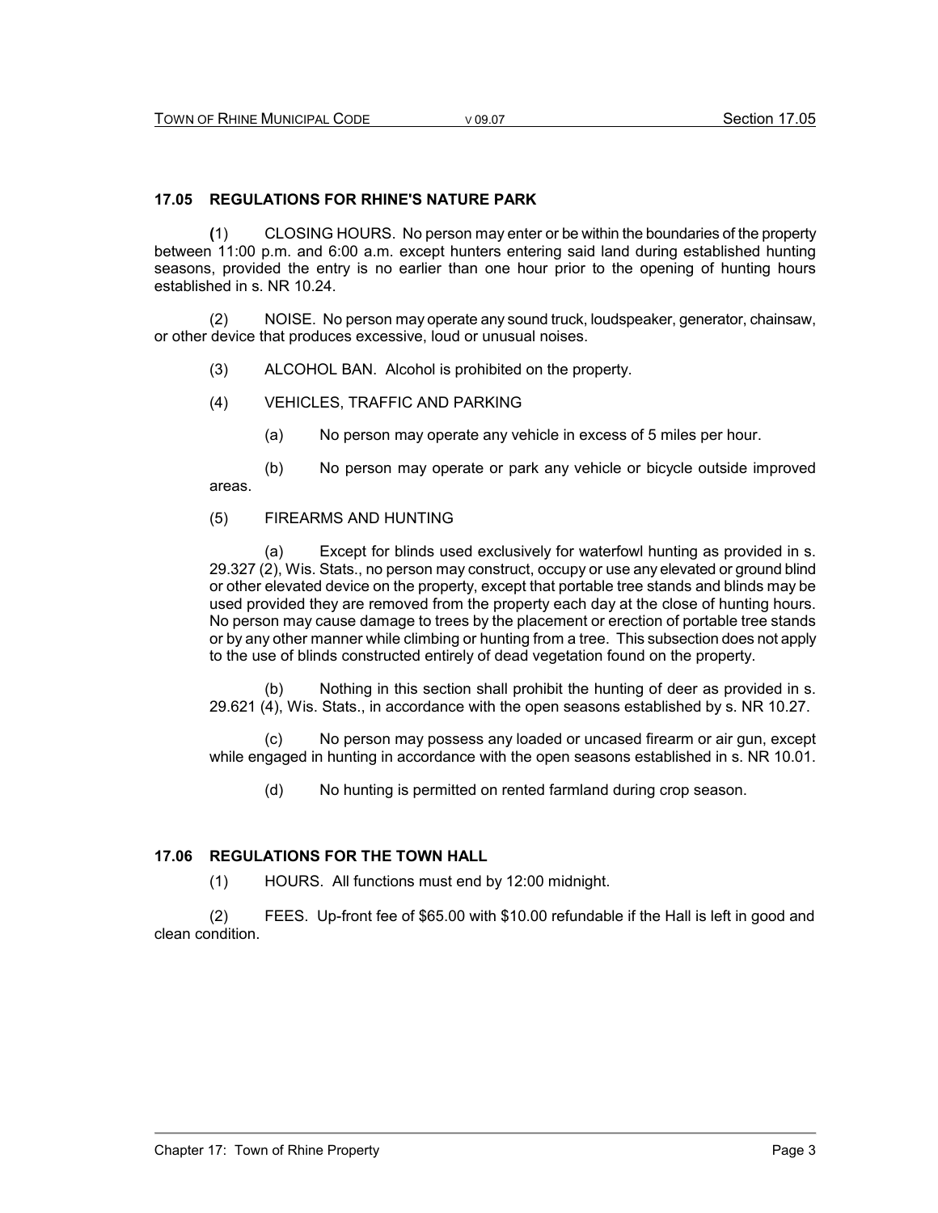## 17.05 REGULATIONS FOR RHINE'S NATURE PARK

(1) CLOSING HOURS. No person may enter or be within the boundaries of the property between 11:00 p.m. and 6:00 a.m. except hunters entering said land during established hunting seasons, provided the entry is no earlier than one hour prior to the opening of hunting hours established in s. NR 10.24.

(2) NOISE. No person may operate any sound truck, loudspeaker, generator, chainsaw, or other device that produces excessive, loud or unusual noises.

(3) ALCOHOL BAN. Alcohol is prohibited on the property.

(4) VEHICLES, TRAFFIC AND PARKING

(a) No person may operate any vehicle in excess of 5 miles per hour.

(b) No person may operate or park any vehicle or bicycle outside improved areas.

(5) FIREARMS AND HUNTING

(a) Except for blinds used exclusively for waterfowl hunting as provided in s. 29.327 (2), Wis. Stats., no person may construct, occupy or use any elevated or ground blind or other elevated device on the property, except that portable tree stands and blinds may be used provided they are removed from the property each day at the close of hunting hours. No person may cause damage to trees by the placement or erection of portable tree stands or by any other manner while climbing or hunting from a tree. This subsection does not apply to the use of blinds constructed entirely of dead vegetation found on the property.

(b) Nothing in this section shall prohibit the hunting of deer as provided in s. 29.621 (4), Wis. Stats., in accordance with the open seasons established by s. NR 10.27.

(c) No person may possess any loaded or uncased firearm or air gun, except while engaged in hunting in accordance with the open seasons established in s. NR 10.01.

(d) No hunting is permitted on rented farmland during crop season.

## 17.06 REGULATIONS FOR THE TOWN HALL

(1) HOURS. All functions must end by 12:00 midnight.

(2) FEES. Up-front fee of $65.00 with $10.00 refundable if the Hall is left in good and clean condition.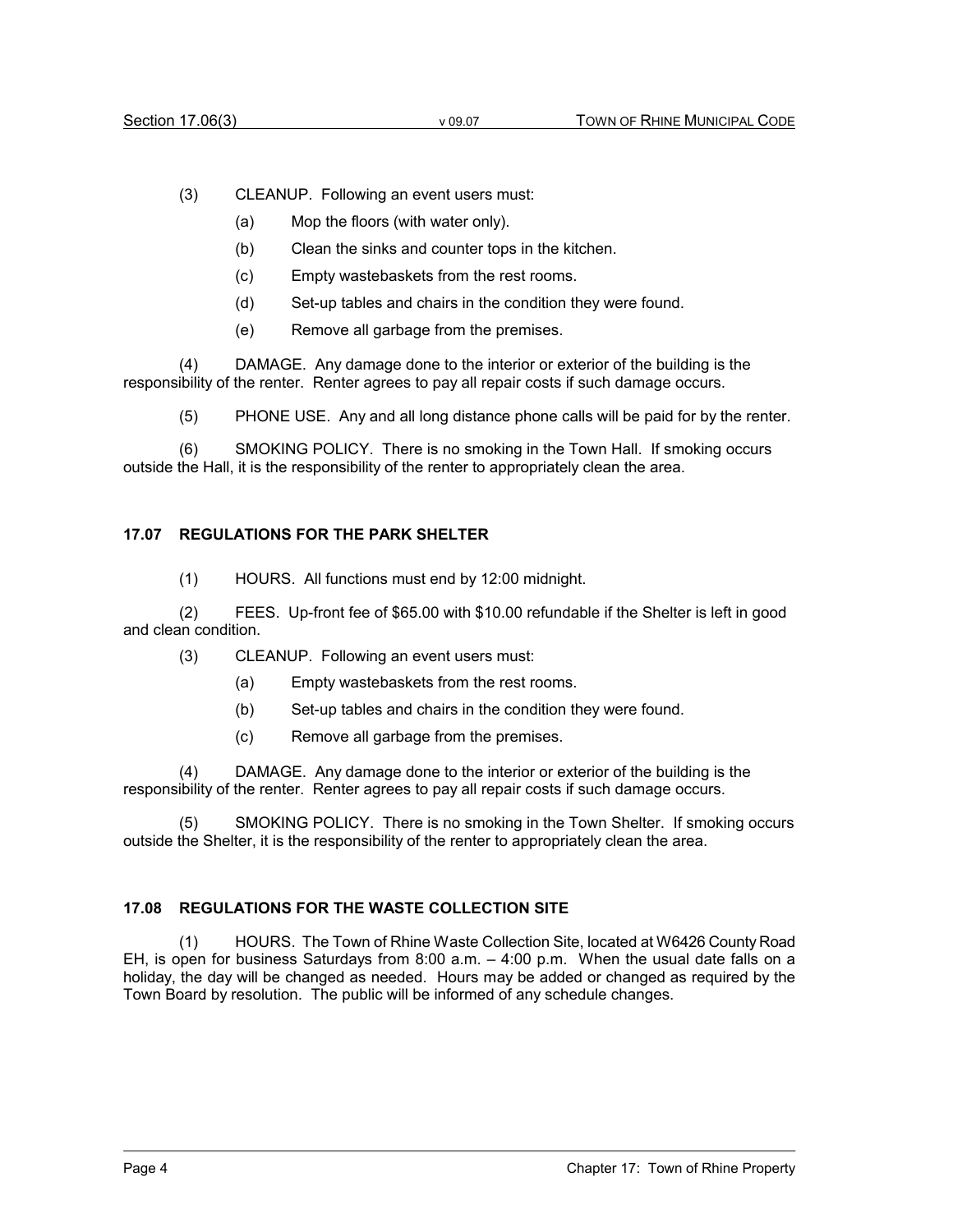(3) CLEANUP. Following an event users must:

(a) Mop the floors (with water only).

(b) Clean the sinks and counter tops in the kitchen.

(c) Empty wastebaskets from the rest rooms.

(d) Set-up tables and chairs in the condition they were found.

(e) Remove all garbage from the premises.

(4) DAMAGE. Any damage done to the interior or exterior of the building is the responsibility of the renter. Renter agrees to pay all repair costs if such damage occurs.

(5) PHONE USE. Any and all long distance phone calls will be paid for by the renter.

(6) SMOKING POLICY. There is no smoking in the Town Hall. If smoking occurs outside the Hall, it is the responsibility of the renter to appropriately clean the area.

### 17.07 REGULATIONS FOR THE PARK SHELTER

(1) HOURS. All functions must end by 12:00 midnight.

(2) FEES. Up-front fee of $65.00 with $10.00 refundable if the Shelter is left in good and clean condition.

(3) CLEANUP. Following an event users must:

(a) Empty wastebaskets from the rest rooms.

(b) Set-up tables and chairs in the condition they were found.

(c) Remove all garbage from the premises.

(4) DAMAGE. Any damage done to the interior or exterior of the building is the responsibility of the renter. Renter agrees to pay all repair costs if such damage occurs.

(5) SMOKING POLICY. There is no smoking in the Town Shelter. If smoking occurs outside the Shelter, it is the responsibility of the renter to appropriately clean the area.

### 17.08 REGULATIONS FOR THE WASTE COLLECTION SITE

(1) HOURS. The Town of Rhine Waste Collection Site, located at W6426 County Road EH, is open for business Saturdays from 8:00 a.m. – 4:00 p.m. When the usual date falls on a holiday, the day will be changed as needed. Hours may be added or changed as required by the Town Board by resolution. The public will be informed of any schedule changes.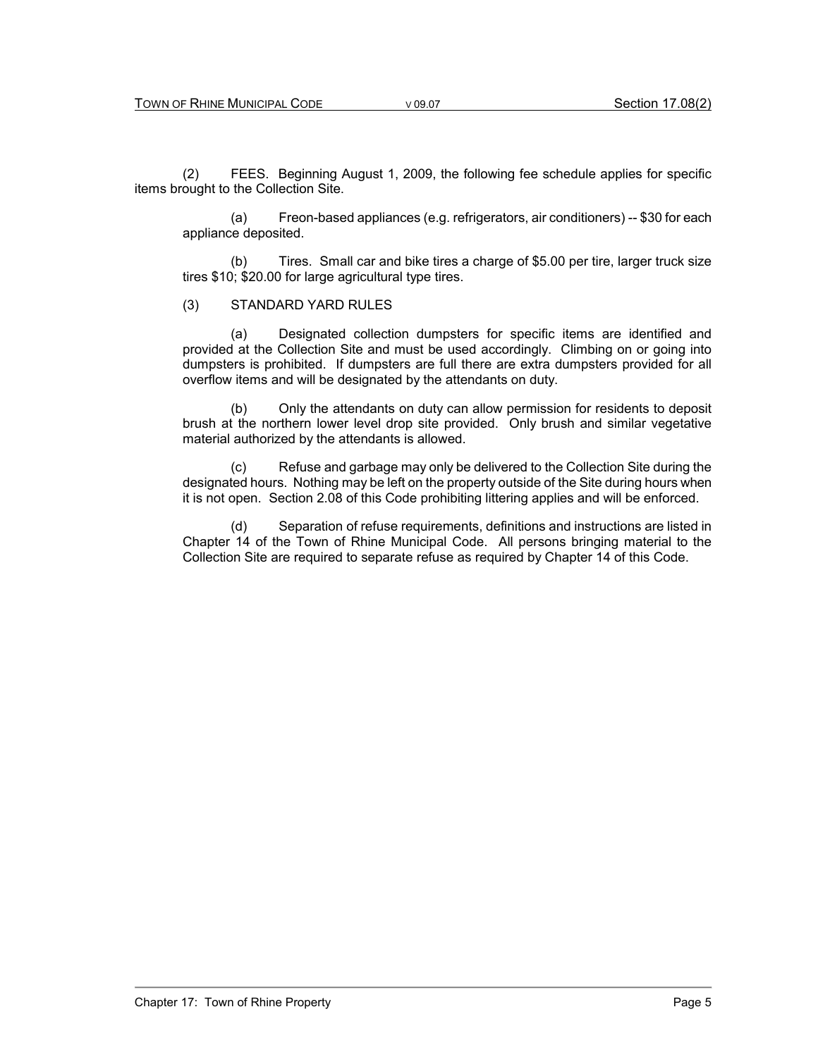(2) FEES. Beginning August 1, 2009, the following fee schedule applies for specific items brought to the Collection Site.

(a) Freon-based appliances (e.g. refrigerators, air conditioners) -- $30 for each appliance deposited.

(b) Tires. Small car and bike tires a charge of $5.00 per tire, larger truck size tires $10; $20.00 for large agricultural type tires.

(3) STANDARD YARD RULES

(a) Designated collection dumpsters for specific items are identified and provided at the Collection Site and must be used accordingly. Climbing on or going into dumpsters is prohibited. If dumpsters are full there are extra dumpsters provided for all overflow items and will be designated by the attendants on duty.

(b) Only the attendants on duty can allow permission for residents to deposit brush at the northern lower level drop site provided. Only brush and similar vegetative material authorized by the attendants is allowed.

(c) Refuse and garbage may only be delivered to the Collection Site during the designated hours. Nothing may be left on the property outside of the Site during hours when it is not open. Section 2.08 of this Code prohibiting littering applies and will be enforced.

(d) Separation of refuse requirements, definitions and instructions are listed in Chapter 14 of the Town of Rhine Municipal Code. All persons bringing material to the Collection Site are required to separate refuse as required by Chapter 14 of this Code.